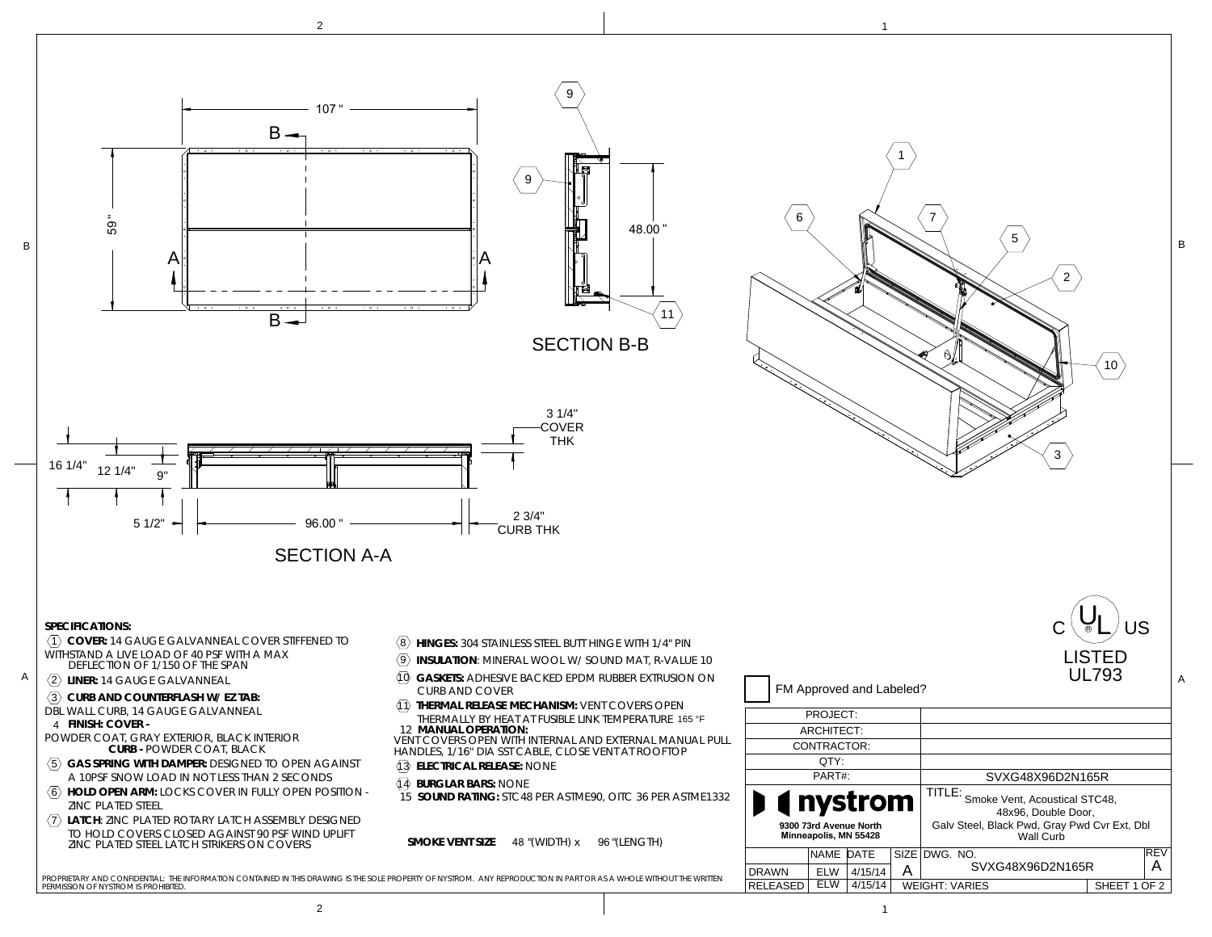SECTION B-B

SECTION A-A

107 "

59 "

48.00 "

3 1/4" COVER THK

16 1/4" 12 1/4" 9"

5 1/2" 96.00 " 2 3/4" CURB THK

**SPECIFICATIONS:**

1. **COVER:** 14 GAUGE GALVANNEAL COVER STIFFENED TO WITHSTAND A LIVE LOAD OF 40 PSF WITH A MAX DEFLECTION OF 1/150 OF THE SPAN
2. **LINER:** 14 GAUGE GALVANNEAL
3. **CURB AND COUNTERFLASH W/ EZ TAB:** DBL WALL CURB, 14 GAUGE GALVANNEAL
4. **FINISH: COVER -** POWDER COAT, GRAY EXTERIOR, BLACK INTERIOR **CURB -** POWDER COAT, BLACK
5. **GAS SPRING WITH DAMPER:** DESIGNED TO OPEN AGAINST A 10PSF SNOW LOAD IN NOT LESS THAN 2 SECONDS
6. **HOLD OPEN ARM:** LOCKS COVER IN FULLY OPEN POSITION - ZINC PLATED STEEL
7. **LATCH:** ZINC PLATED ROTARY LATCH ASSEMBLY DESIGNED TO HOLD COVERS CLOSED AGAINST 90 PSF WIND UPLIFT ZINC PLATED STEEL LATCH STRIKERS ON COVERS
8. **HINGES:** 304 STAINLESS STEEL BUTT HINGE WITH 1/4" PIN
9. **INSULATION**: MINERAL WOOL W/ SOUND MAT, R-VALUE 10
10. **GASKETS:** ADHESIVE BACKED EPDM RUBBER EXTRUSION ON CURB AND COVER
11. **THERMAL RELEASE MECHANISM:** VENT COVERS OPEN THERMALLY BY HEAT AT FUSIBLE LINK TEMPERATURE 165 °F
12. **MANUAL OPERATION:** VENT COVERS OPEN WITH INTERNAL AND EXTERNAL MANUAL PULL HANDLES, 1/16" DIA SST CABLE, CLOSE VENT AT ROOFTOP
13. **ELECTRICAL RELEASE:** NONE
14. **BURGLAR BARS:** NONE
15. **SOUND RATING:** STC 48 PER ASTME90, OITC 36 PER ASTME1332

**SMOKE VENT SIZE** 48 "(WIDTH) x 96 "(LENGTH)

C UL US LISTED UL793

☐ FM Approved and Labeled?

| PROJECT: | |
|---|---|
| ARCHITECT: | |
| CONTRACTOR: | |
| QTY: | |
| PART#: | SVXG48X96D2N165R |

**nystrom**
9300 73rd Avenue North
Minneapolis, MN 55428

TITLE: Smoke Vent, Acoustical STC48, 48x96, Double Door, Galv Steel, Black Pwd, Gray Pwd Cvr Ext, Dbl Wall Curb

| | NAME | DATE | SIZE | DWG. NO. | REV |
|---|---|---|---|---|---|
| DRAWN | ELW | 4/15/14 | A | SVXG48X96D2N165R | A |
| RELEASED | ELW | 4/15/14 | WEIGHT: VARIES | SHEET 1 OF 2 | |

PROPRIETARY AND CONFIDENTIAL: THE INFORMATION CONTAINED IN THIS DRAWING IS THE SOLE PROPERTY OF NYSTROM. ANY REPRODUCTION IN PART OR AS A WHOLE WITHOUT THE WRITTEN PERMISSION OF NYSTROM IS PROHIBITED.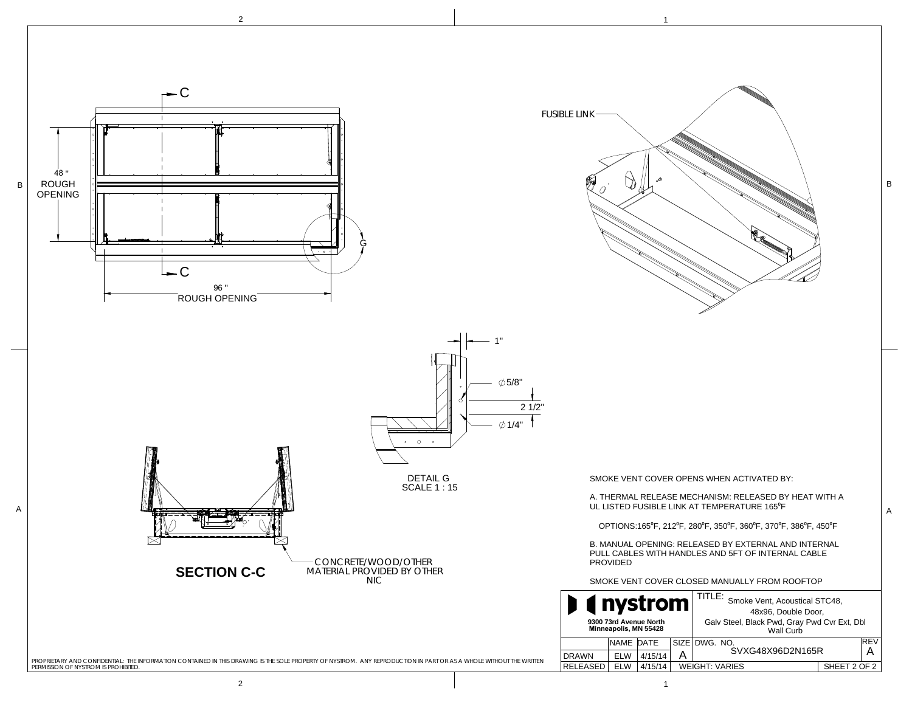C

48 "
ROUGH
OPENING

G

C

96 "
ROUGH OPENING

FUSIBLE LINK

1"

∅5/8"

2 1/2"

∅1/4"

DETAIL G
SCALE 1 : 15

**SECTION C-C**

CONCRETE/WOOD/OTHER
MATERIAL PROVIDED BY OTHER
NIC

SMOKE VENT COVER OPENS WHEN ACTIVATED BY:

A. THERMAL RELEASE MECHANISM: RELEASED BY HEAT WITH A UL LISTED FUSIBLE LINK AT TEMPERATURE 165°F

OPTIONS:165°F, 212°F, 280°F, 350°F, 360°F, 370°F, 386°F, 450°F

B. MANUAL OPENING: RELEASED BY EXTERNAL AND INTERNAL PULL CABLES WITH HANDLES AND 5FT OF INTERNAL CABLE PROVIDED

SMOKE VENT COVER CLOSED MANUALLY FROM ROOFTOP

PROPRIETARY AND CONFIDENTIAL: THE INFORMATION CONTAINED IN THIS DRAWING IS THE SOLE PROPERTY OF NYSTROM. ANY REPRODUCTION IN PART OR AS A WHOLE WITHOUT THE WRITTEN PERMISSION OF NYSTROM IS PROHIBITED.

| | | | | |
|---|---|---|---|---|
| **nystrom** 9300 73rd Avenue North Minneapolis, MN 55428 | | | | TITLE: Smoke Vent, Acoustical STC48, 48x96, Double Door, Galv Steel, Black Pwd, Gray Pwd Cvr Ext, Dbl Wall Curb |
| | NAME | DATE | SIZE | DWG. NO. SVXG48X96D2N165R — REV A |
| DRAWN | ELW | 4/15/14 | A | |
| RELEASED | ELW | 4/15/14 | | WEIGHT: VARIES — SHEET 2 OF 2 |